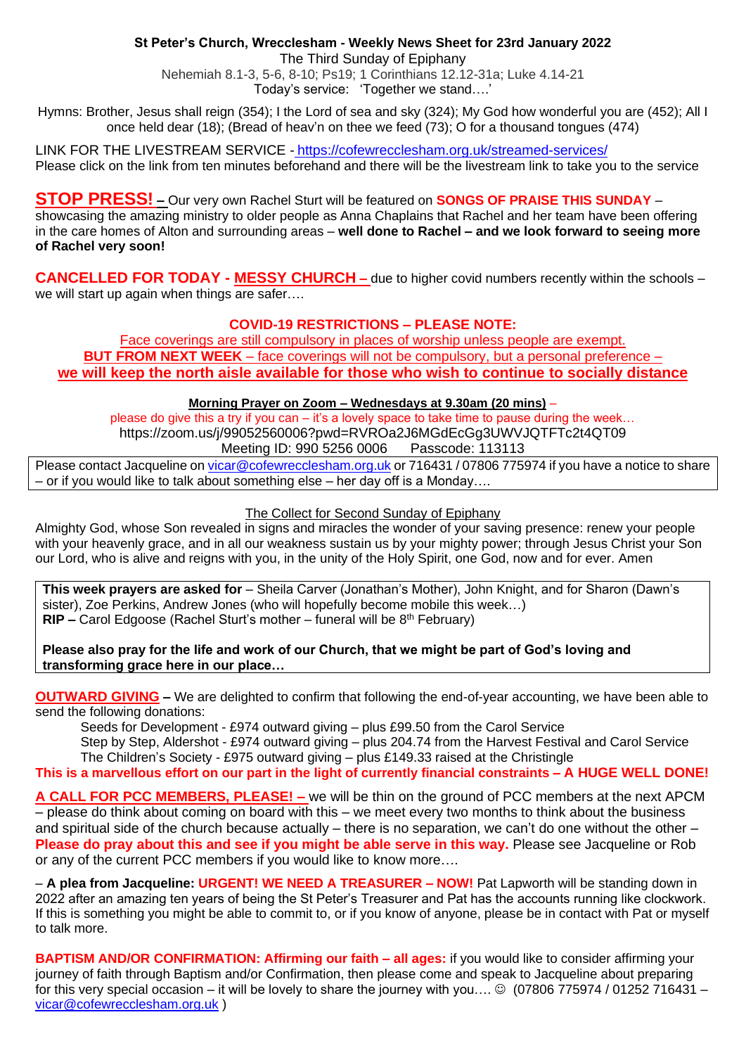**St Peter's Church, Wrecclesham - Weekly News Sheet for 23rd January 2022**

The Third Sunday of Epiphany

Nehemiah 8.1-3, 5-6, 8-10; Ps19; 1 Corinthians 12.12-31a; Luke 4.14-21

Today's service: 'Together we stand….'

Hymns: Brother, Jesus shall reign (354); I the Lord of sea and sky (324); My God how wonderful you are (452); All I once held dear (18); (Bread of heav'n on thee we feed (73); O for a thousand tongues (474)

LINK FOR THE LIVESTREAM SERVICE - https://cofewrecclesham.org.uk/streamed-services/
Please click on the link from ten minutes beforehand and there will be the livestream link to take you to the service

**STOP PRESS! –** Our very own Rachel Sturt will be featured on **SONGS OF PRAISE THIS SUNDAY** – showcasing the amazing ministry to older people as Anna Chaplains that Rachel and her team have been offering in the care homes of Alton and surrounding areas – **well done to Rachel – and we look forward to seeing more of Rachel very soon!**

**CANCELLED FOR TODAY - MESSY CHURCH –** due to higher covid numbers recently within the schools – we will start up again when things are safer….

**COVID-19 RESTRICTIONS – PLEASE NOTE:**

Face coverings are still compulsory in places of worship unless people are exempt.

**BUT FROM NEXT WEEK** – face coverings will not be compulsory, but a personal preference –

**we will keep the north aisle available for those who wish to continue to socially distance**

**Morning Prayer on Zoom – Wednesdays at 9.30am (20 mins)** –

please do give this a try if you can – it's a lovely space to take time to pause during the week…

https://zoom.us/j/99052560006?pwd=RVROa2J6MGdEcGg3UWVJQTFTc2t4QT09

Meeting ID: 990 5256 0006 Passcode: 113113

Please contact Jacqueline on vicar@cofewrecclesham.org.uk or 716431 / 07806 775974 if you have a notice to share – or if you would like to talk about something else – her day off is a Monday….

The Collect for Second Sunday of Epiphany

Almighty God, whose Son revealed in signs and miracles the wonder of your saving presence: renew your people with your heavenly grace, and in all our weakness sustain us by your mighty power; through Jesus Christ your Son our Lord, who is alive and reigns with you, in the unity of the Holy Spirit, one God, now and for ever. Amen

**This week prayers are asked for** – Sheila Carver (Jonathan's Mother), John Knight, and for Sharon (Dawn's sister), Zoe Perkins, Andrew Jones (who will hopefully become mobile this week…)
**RIP –** Carol Edgoose (Rachel Sturt's mother – funeral will be 8th February)

**Please also pray for the life and work of our Church, that we might be part of God's loving and transforming grace here in our place…**

**OUTWARD GIVING –** We are delighted to confirm that following the end-of-year accounting, we have been able to send the following donations:

Seeds for Development - £974 outward giving – plus £99.50 from the Carol Service
Step by Step, Aldershot - £974 outward giving – plus 204.74 from the Harvest Festival and Carol Service
The Children's Society - £975 outward giving – plus £149.33 raised at the Christingle

**This is a marvellous effort on our part in the light of currently financial constraints – A HUGE WELL DONE!**

**A CALL FOR PCC MEMBERS, PLEASE! –** we will be thin on the ground of PCC members at the next APCM – please do think about coming on board with this – we meet every two months to think about the business and spiritual side of the church because actually – there is no separation, we can't do one without the other – **Please do pray about this and see if you might be able serve in this way.** Please see Jacqueline or Rob or any of the current PCC members if you would like to know more….

– **A plea from Jacqueline: URGENT! WE NEED A TREASURER – NOW!** Pat Lapworth will be standing down in 2022 after an amazing ten years of being the St Peter's Treasurer and Pat has the accounts running like clockwork. If this is something you might be able to commit to, or if you know of anyone, please be in contact with Pat or myself to talk more.

**BAPTISM AND/OR CONFIRMATION: Affirming our faith – all ages:** if you would like to consider affirming your journey of faith through Baptism and/or Confirmation, then please come and speak to Jacqueline about preparing for this very special occasion – it will be lovely to share the journey with you…. ☺ (07806 775974 / 01252 716431 – vicar@cofewrecclesham.org.uk )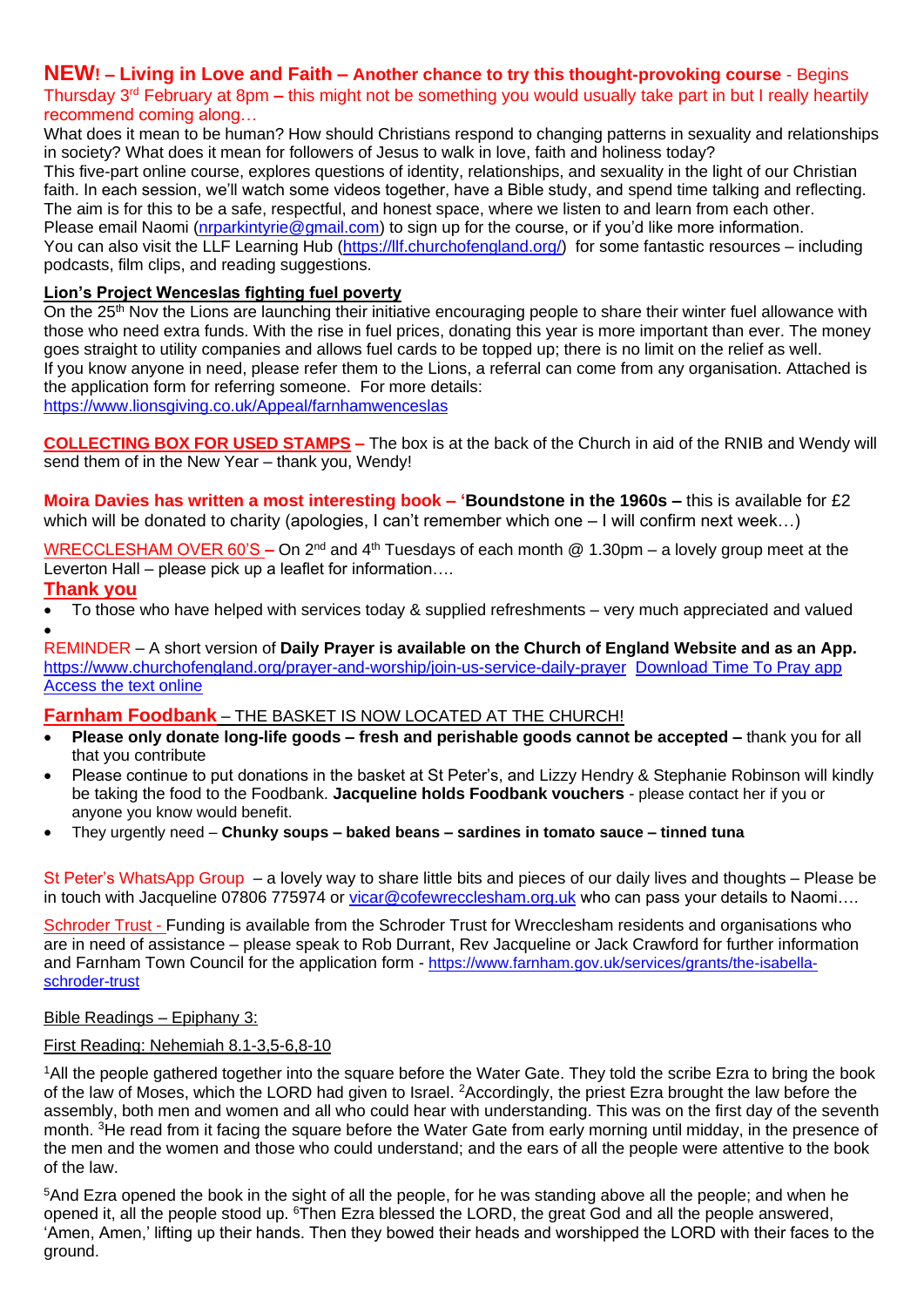**NEW! – Living in Love and Faith – Another chance to try this thought-provoking course** - Begins Thursday 3rd February at 8pm **–** this might not be something you would usually take part in but I really heartily recommend coming along…

What does it mean to be human? How should Christians respond to changing patterns in sexuality and relationships in society? What does it mean for followers of Jesus to walk in love, faith and holiness today?

This five-part online course, explores questions of identity, relationships, and sexuality in the light of our Christian faith. In each session, we'll watch some videos together, have a Bible study, and spend time talking and reflecting. The aim is for this to be a safe, respectful, and honest space, where we listen to and learn from each other.

Please email Naomi (nrparkintyrie@gmail.com) to sign up for the course, or if you'd like more information.

You can also visit the LLF Learning Hub (https://llf.churchofengland.org/) for some fantastic resources – including podcasts, film clips, and reading suggestions.

**Lion's Project Wenceslas fighting fuel poverty**

On the 25th Nov the Lions are launching their initiative encouraging people to share their winter fuel allowance with those who need extra funds. With the rise in fuel prices, donating this year is more important than ever. The money goes straight to utility companies and allows fuel cards to be topped up; there is no limit on the relief as well.

If you know anyone in need, please refer them to the Lions, a referral can come from any organisation. Attached is the application form for referring someone. For more details:

https://www.lionsgiving.co.uk/Appeal/farnhamwenceslas

**COLLECTING BOX FOR USED STAMPS –** The box is at the back of the Church in aid of the RNIB and Wendy will send them of in the New Year – thank you, Wendy!

**Moira Davies has written a most interesting book – 'Boundstone in the 1960s –** this is available for £2 which will be donated to charity (apologies, I can't remember which one – I will confirm next week…)

WRECCLESHAM OVER 60'S **–** On 2nd and 4th Tuesdays of each month @ 1.30pm – a lovely group meet at the Leverton Hall – please pick up a leaflet for information….

**Thank you**

- To those who have helped with services today & supplied refreshments – very much appreciated and valued
-

REMINDER – A short version of **Daily Prayer is available on the Church of England Website and as an App.**
https://www.churchofengland.org/prayer-and-worship/join-us-service-daily-prayer Download Time To Pray app Access the text online

**Farnham Foodbank** – THE BASKET IS NOW LOCATED AT THE CHURCH!

- **Please only donate long-life goods – fresh and perishable goods cannot be accepted –** thank you for all that you contribute
- Please continue to put donations in the basket at St Peter's, and Lizzy Hendry & Stephanie Robinson will kindly be taking the food to the Foodbank. **Jacqueline holds Foodbank vouchers** - please contact her if you or anyone you know would benefit.
- They urgently need – **Chunky soups – baked beans – sardines in tomato sauce – tinned tuna**

St Peter's WhatsApp Group – a lovely way to share little bits and pieces of our daily lives and thoughts – Please be in touch with Jacqueline 07806 775974 or vicar@cofewrecclesham.org.uk who can pass your details to Naomi….

Schroder Trust - Funding is available from the Schroder Trust for Wrecclesham residents and organisations who are in need of assistance – please speak to Rob Durrant, Rev Jacqueline or Jack Crawford for further information and Farnham Town Council for the application form - https://www.farnham.gov.uk/services/grants/the-isabella-schroder-trust

Bible Readings – Epiphany 3:

First Reading: Nehemiah 8.1-3,5-6,8-10

[1]All the people gathered together into the square before the Water Gate. They told the scribe Ezra to bring the book of the law of Moses, which the LORD had given to Israel. [2]Accordingly, the priest Ezra brought the law before the assembly, both men and women and all who could hear with understanding. This was on the first day of the seventh month. [3]He read from it facing the square before the Water Gate from early morning until midday, in the presence of the men and the women and those who could understand; and the ears of all the people were attentive to the book of the law.

[5]And Ezra opened the book in the sight of all the people, for he was standing above all the people; and when he opened it, all the people stood up. [6]Then Ezra blessed the LORD, the great God and all the people answered, 'Amen, Amen,' lifting up their hands. Then they bowed their heads and worshipped the LORD with their faces to the ground.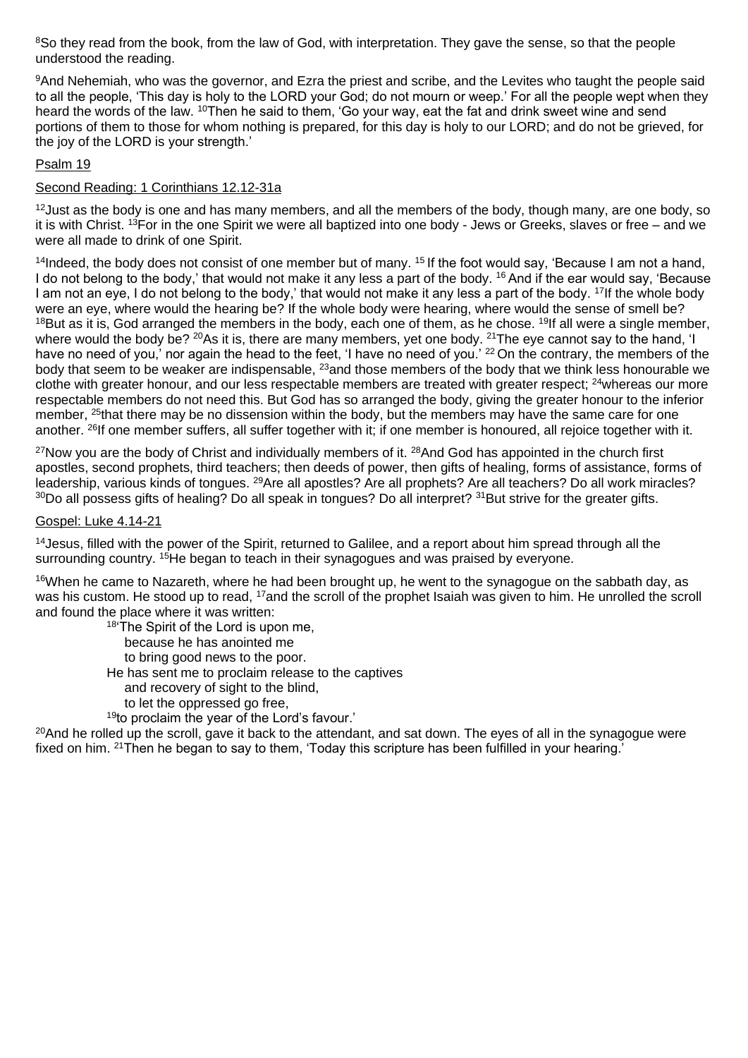[8]So they read from the book, from the law of God, with interpretation. They gave the sense, so that the people understood the reading.

[9]And Nehemiah, who was the governor, and Ezra the priest and scribe, and the Levites who taught the people said to all the people, 'This day is holy to the LORD your God; do not mourn or weep.' For all the people wept when they heard the words of the law. [10]Then he said to them, 'Go your way, eat the fat and drink sweet wine and send portions of them to those for whom nothing is prepared, for this day is holy to our LORD; and do not be grieved, for the joy of the LORD is your strength.'

Psalm 19

Second Reading: 1 Corinthians 12.12-31a

[12]Just as the body is one and has many members, and all the members of the body, though many, are one body, so it is with Christ. [13]For in the one Spirit we were all baptized into one body - Jews or Greeks, slaves or free – and we were all made to drink of one Spirit.

[14]Indeed, the body does not consist of one member but of many. [15] If the foot would say, 'Because I am not a hand, I do not belong to the body,' that would not make it any less a part of the body. [16] And if the ear would say, 'Because I am not an eye, I do not belong to the body,' that would not make it any less a part of the body. [17]If the whole body were an eye, where would the hearing be? If the whole body were hearing, where would the sense of smell be? [18]But as it is, God arranged the members in the body, each one of them, as he chose. [19]If all were a single member, where would the body be? [20]As it is, there are many members, yet one body. [21]The eye cannot say to the hand, 'I have no need of you,' nor again the head to the feet, 'I have no need of you.' [22] On the contrary, the members of the body that seem to be weaker are indispensable, [23]and those members of the body that we think less honourable we clothe with greater honour, and our less respectable members are treated with greater respect; [24]whereas our more respectable members do not need this. But God has so arranged the body, giving the greater honour to the inferior member, [25]that there may be no dissension within the body, but the members may have the same care for one another. [26]If one member suffers, all suffer together with it; if one member is honoured, all rejoice together with it.

[27]Now you are the body of Christ and individually members of it. [28]And God has appointed in the church first apostles, second prophets, third teachers; then deeds of power, then gifts of healing, forms of assistance, forms of leadership, various kinds of tongues. [29]Are all apostles? Are all prophets? Are all teachers? Do all work miracles? [30]Do all possess gifts of healing? Do all speak in tongues? Do all interpret? [31]But strive for the greater gifts.

Gospel: Luke 4.14-21

[14]Jesus, filled with the power of the Spirit, returned to Galilee, and a report about him spread through all the surrounding country. [15]He began to teach in their synagogues and was praised by everyone.

[16]When he came to Nazareth, where he had been brought up, he went to the synagogue on the sabbath day, as was his custom. He stood up to read, [17]and the scroll of the prophet Isaiah was given to him. He unrolled the scroll and found the place where it was written:

> [18]'The Spirit of the Lord is upon me,
> because he has anointed me
> to bring good news to the poor.
> He has sent me to proclaim release to the captives
> and recovery of sight to the blind,
> to let the oppressed go free,
> [19]to proclaim the year of the Lord's favour.'

[20]And he rolled up the scroll, gave it back to the attendant, and sat down. The eyes of all in the synagogue were fixed on him. [21]Then he began to say to them, 'Today this scripture has been fulfilled in your hearing.'